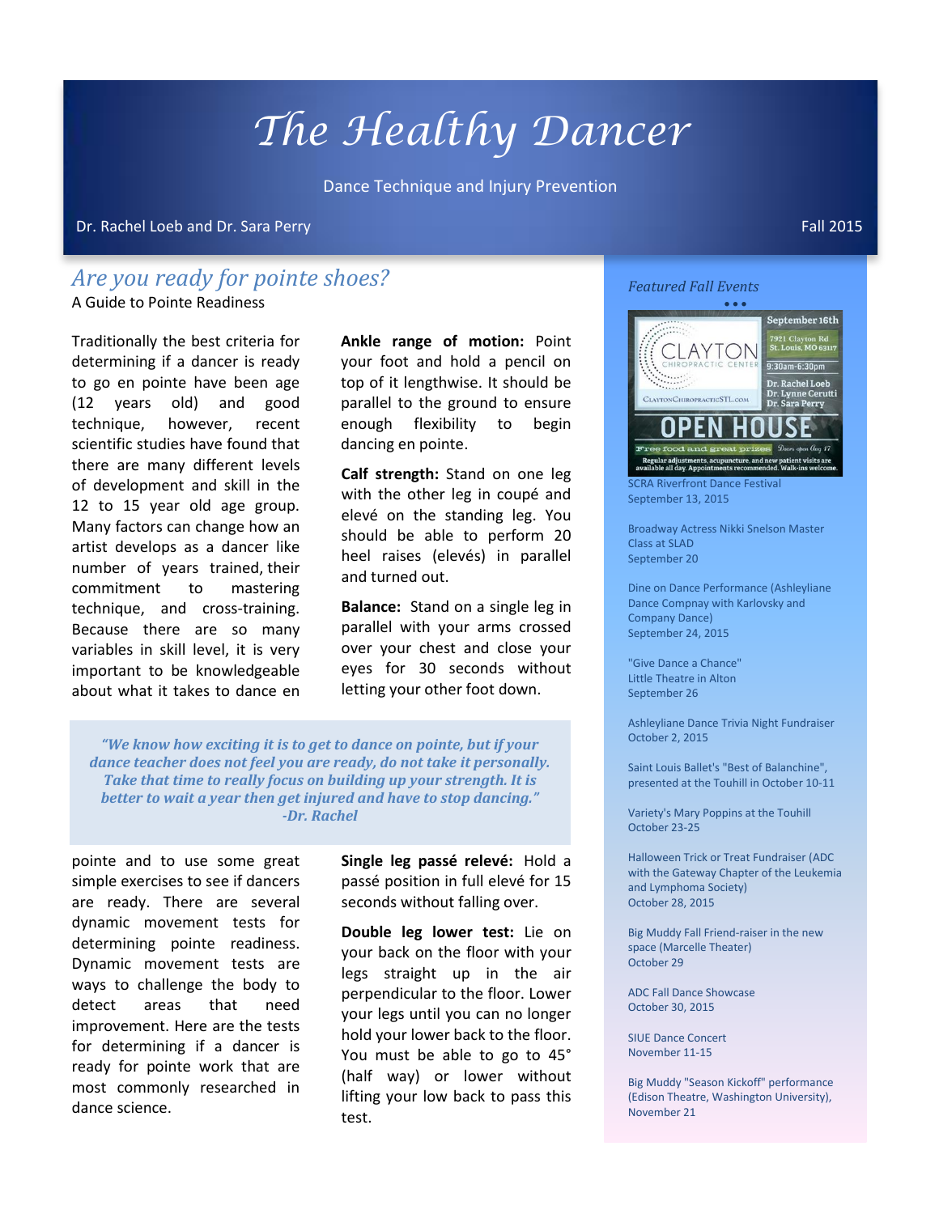# The Healthy Dancer

Dance Technique and Injury Prevention

Dr. Rachel Loeb and Dr. Sara Perry

Fall 2015

## *Are you ready for pointe shoes?*

A Guide to Pointe Readiness

Traditionally the best criteria for determining if a dancer is ready to go en pointe have been age (12 years old) and good technique, however, recent scientific studies have found that there are many different levels of development and skill in the 12 to 15 year old age group. Many factors can change how an artist develops as a dancer like number of years trained, their commitment to mastering technique, and cross-training. Because there are so many variables in skill level, it is very important to be knowledgeable about what it takes to dance en pointe and to use some great simple exercises to see if dancers are ready. There are several dynamic movement tests for determining pointe readiness. Dynamic movement tests are ways to challenge the body to detect areas that need improvement. Here are the tests for determining if a dancer is ready for pointe work that are most commonly researched in dance science.

**Ankle range of motion:** Point your foot and hold a pencil on top of it lengthwise. It should be parallel to the ground to ensure enough flexibility to begin dancing en pointe.

**Calf strength:** Stand on one leg with the other leg in coupé and elevé on the standing leg. You should be able to perform 20 heel raises (elevés) in parallel and turned out.

**Balance:** Stand on a single leg in parallel with your arms crossed over your chest and close your eyes for 30 seconds without letting your other foot down.

**Single leg passé relevé:** Hold a passé position in full elevé for 15 seconds without falling over.

**Double leg lower test:** Lie on your back on the floor with your legs straight up in the air perpendicular to the floor. Lower your legs until you can no longer hold your lower back to the floor. You must be able to go to 45° (half way) or lower without lifting your low back to pass this test.

> ***"We know how exciting it is to get to dance on pointe, but if your dance teacher does not feel you are ready, do not take it personally. Take that time to really focus on building up your strength. It is better to wait a year then get injured and have to stop dancing." -Dr. Rachel***

### *Featured Fall Events*

**CLAYTON CHIROPRACTIC CENTER — OPEN HOUSE**
September 16th
7921 Clayton Rd St. Louis, MO 63117
9:30am-6:30pm
Dr. Rachel Loeb, Dr. Lynne Cerutti, Dr. Sara Perry
ClaytonChiropracticSTL.com
Free food and great prizes — Doors open Aug 17
Regular adjustments, acupuncture, and new patient visits are available all day. Appointments recommended. Walk-ins welcome.

SCRA Riverfront Dance Festival
September 13, 2015

Broadway Actress Nikki Snelson Master Class at SLAD
September 20

Dine on Dance Performance (Ashleyliane Dance Compnay with Karlovsky and Company Dance)
September 24, 2015

"Give Dance a Chance"
Little Theatre in Alton
September 26

Ashleyliane Dance Trivia Night Fundraiser
October 2, 2015

Saint Louis Ballet's "Best of Balanchine", presented at the Touhill in October 10-11

Variety's Mary Poppins at the Touhill
October 23-25

Halloween Trick or Treat Fundraiser (ADC with the Gateway Chapter of the Leukemia and Lymphoma Society)
October 28, 2015

Big Muddy Fall Friend-raiser in the new space (Marcelle Theater)
October 29

ADC Fall Dance Showcase
October 30, 2015

SIUE Dance Concert
November 11-15

Big Muddy "Season Kickoff" performance (Edison Theatre, Washington University), November 21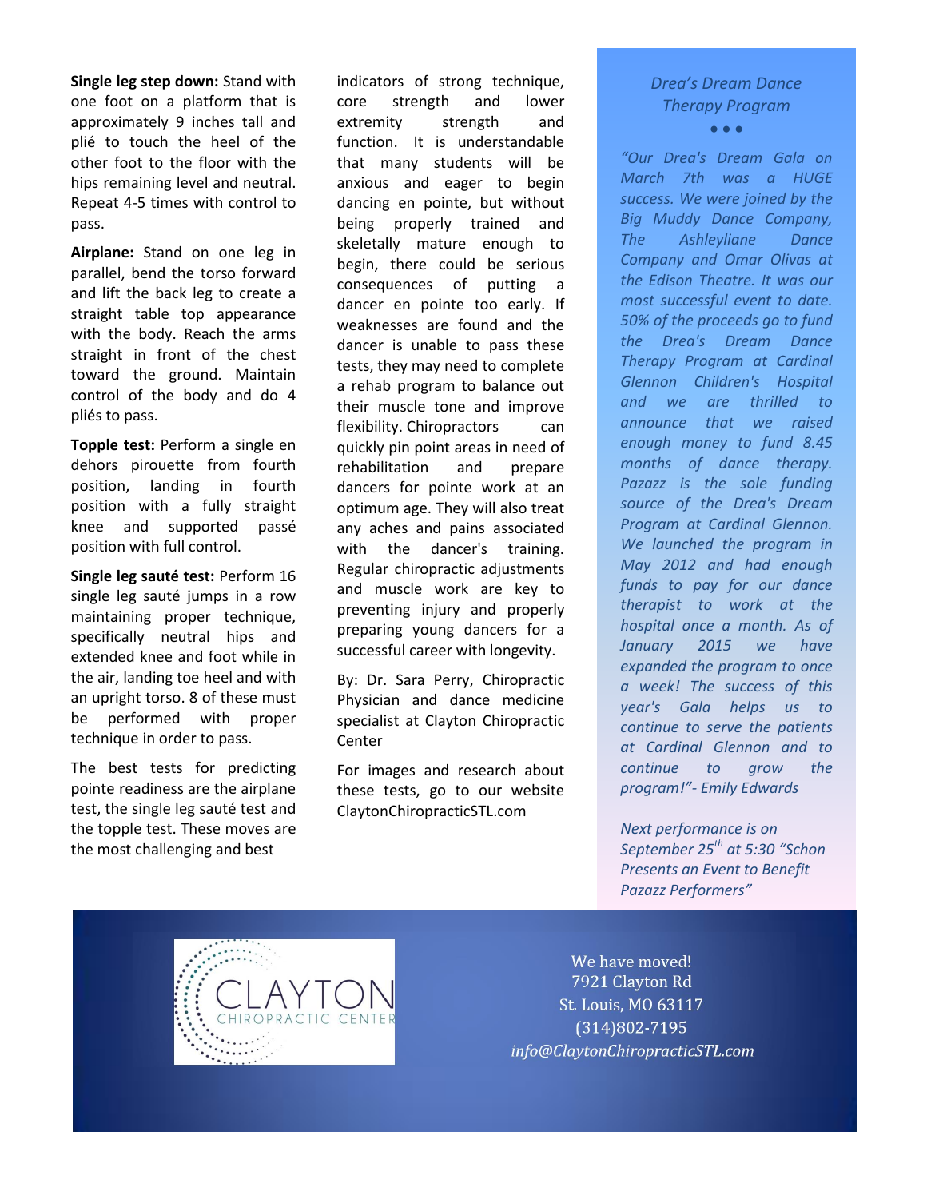**Single leg step down:** Stand with one foot on a platform that is approximately 9 inches tall and plié to touch the heel of the other foot to the floor with the hips remaining level and neutral. Repeat 4-5 times with control to pass.

**Airplane:** Stand on one leg in parallel, bend the torso forward and lift the back leg to create a straight table top appearance with the body. Reach the arms straight in front of the chest toward the ground. Maintain control of the body and do 4 pliés to pass.

**Topple test:** Perform a single en dehors pirouette from fourth position, landing in fourth position with a fully straight knee and supported passé position with full control.

**Single leg sauté test:** Perform 16 single leg sauté jumps in a row maintaining proper technique, specifically neutral hips and extended knee and foot while in the air, landing toe heel and with an upright torso. 8 of these must be performed with proper technique in order to pass.

The best tests for predicting pointe readiness are the airplane test, the single leg sauté test and the topple test. These moves are the most challenging and best indicators of strong technique, core strength and lower extremity strength and function. It is understandable that many students will be anxious and eager to begin dancing en pointe, but without being properly trained and skeletally mature enough to begin, there could be serious consequences of putting a dancer en pointe too early. If weaknesses are found and the dancer is unable to pass these tests, they may need to complete a rehab program to balance out their muscle tone and improve flexibility. Chiropractors can quickly pin point areas in need of rehabilitation and prepare dancers for pointe work at an optimum age. They will also treat any aches and pains associated with the dancer's training. Regular chiropractic adjustments and muscle work are key to preventing injury and properly preparing young dancers for a successful career with longevity.

By: Dr. Sara Perry, Chiropractic Physician and dance medicine specialist at Clayton Chiropractic Center

For images and research about these tests, go to our website ClaytonChiropracticSTL.com

## *Drea's Dream Dance Therapy Program*

*"Our Drea's Dream Gala on March 7th was a HUGE success. We were joined by the Big Muddy Dance Company, The Ashleyliane Dance Company and Omar Olivas at the Edison Theatre. It was our most successful event to date. 50% of the proceeds go to fund the Drea's Dream Dance Therapy Program at Cardinal Glennon Children's Hospital and we are thrilled to announce that we raised enough money to fund 8.45 months of dance therapy. Pazazz is the sole funding source of the Drea's Dream Program at Cardinal Glennon. We launched the program in May 2012 and had enough funds to pay for our dance therapist to work at the hospital once a month. As of January 2015 we have expanded the program to once a week! The success of this year's Gala helps us to continue to serve the patients at Cardinal Glennon and to continue to grow the program!"- Emily Edwards*

*Next performance is on September 25th at 5:30 "Schon Presents an Event to Benefit Pazazz Performers"*

CLAYTON CHIROPRACTIC CENTER

We have moved!
7921 Clayton Rd
St. Louis, MO 63117
(314)802-7195
*info@ClaytonChiropracticSTL.com*